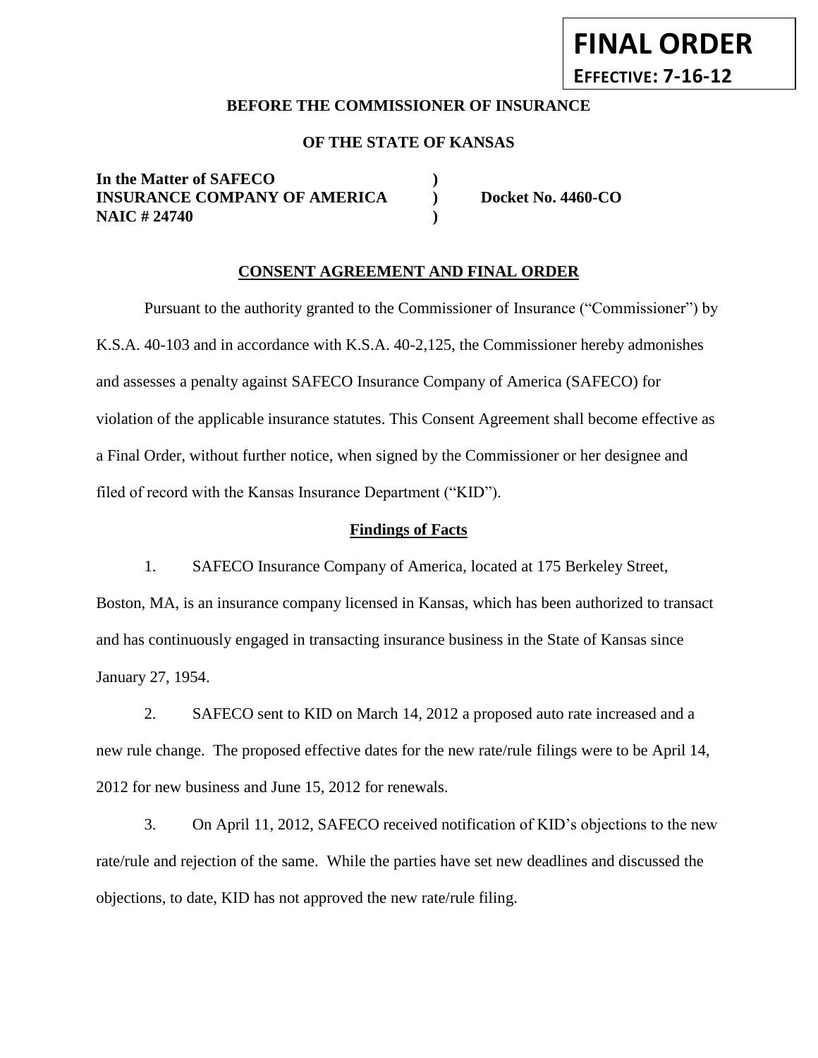**FINAL ORDER**

**EFFECTIVE: 7-16-12**

**BEFORE THE COMMISSIONER OF INSURANCE**

**OF THE STATE OF KANSAS**

| | | |
|---|---|---|
| **In the Matter of SAFECO** | **)** | |
| **INSURANCE COMPANY OF AMERICA** | **)** | **Docket No. 4460-CO** |
| **NAIC # 24740** | **)** | |

## CONSENT AGREEMENT AND FINAL ORDER

Pursuant to the authority granted to the Commissioner of Insurance ("Commissioner") by K.S.A. 40-103 and in accordance with K.S.A. 40-2,125, the Commissioner hereby admonishes and assesses a penalty against SAFECO Insurance Company of America (SAFECO) for violation of the applicable insurance statutes. This Consent Agreement shall become effective as a Final Order, without further notice, when signed by the Commissioner or her designee and filed of record with the Kansas Insurance Department ("KID").

### Findings of Facts

1. SAFECO Insurance Company of America, located at 175 Berkeley Street, Boston, MA, is an insurance company licensed in Kansas, which has been authorized to transact and has continuously engaged in transacting insurance business in the State of Kansas since January 27, 1954.

2. SAFECO sent to KID on March 14, 2012 a proposed auto rate increased and a new rule change. The proposed effective dates for the new rate/rule filings were to be April 14, 2012 for new business and June 15, 2012 for renewals.

3. On April 11, 2012, SAFECO received notification of KID's objections to the new rate/rule and rejection of the same. While the parties have set new deadlines and discussed the objections, to date, KID has not approved the new rate/rule filing.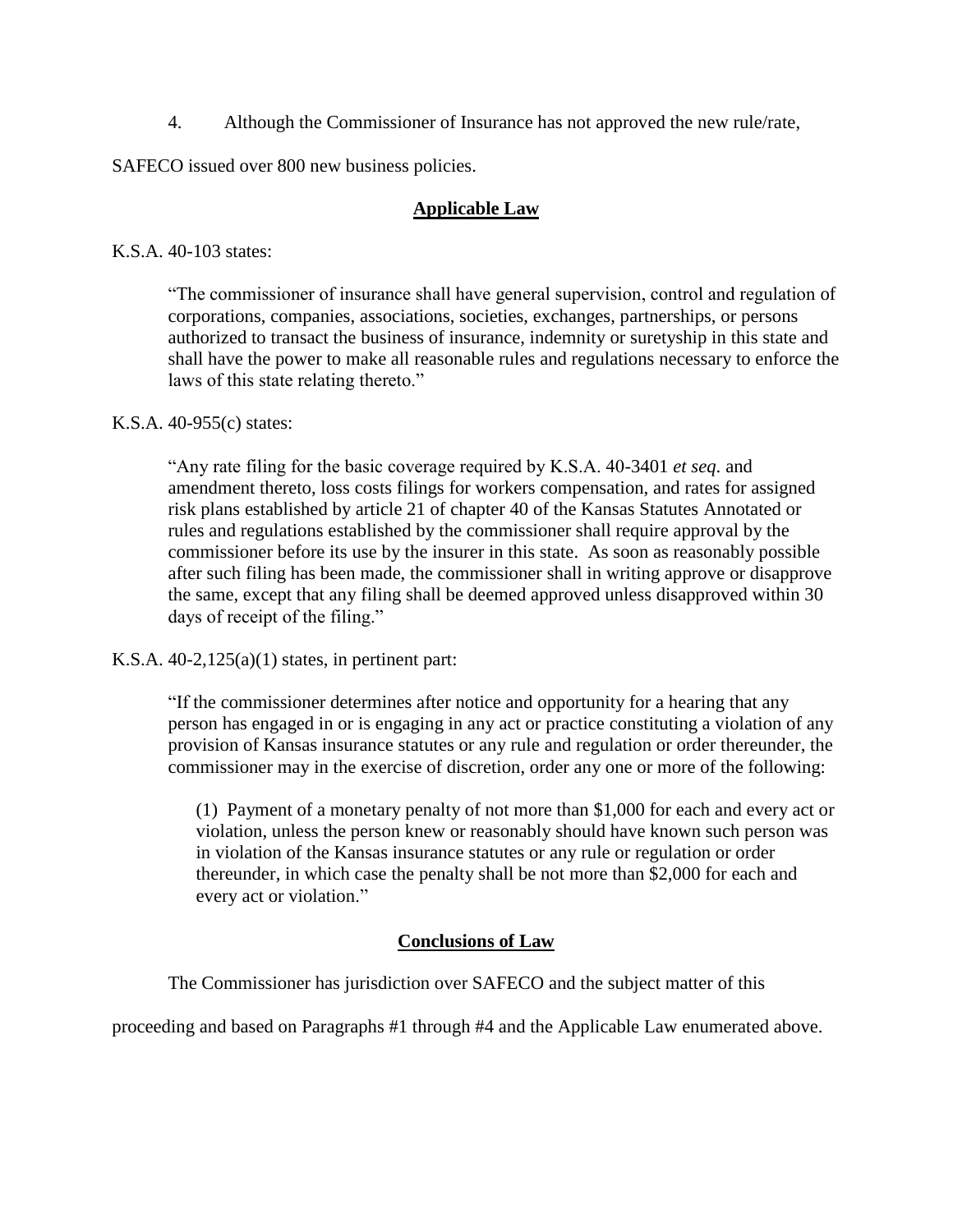4. Although the Commissioner of Insurance has not approved the new rule/rate, SAFECO issued over 800 new business policies.

## Applicable Law

K.S.A. 40-103 states:

> "The commissioner of insurance shall have general supervision, control and regulation of corporations, companies, associations, societies, exchanges, partnerships, or persons authorized to transact the business of insurance, indemnity or suretyship in this state and shall have the power to make all reasonable rules and regulations necessary to enforce the laws of this state relating thereto."

K.S.A. 40-955(c) states:

> "Any rate filing for the basic coverage required by K.S.A. 40-3401 *et seq.* and amendment thereto, loss costs filings for workers compensation, and rates for assigned risk plans established by article 21 of chapter 40 of the Kansas Statutes Annotated or rules and regulations established by the commissioner shall require approval by the commissioner before its use by the insurer in this state. As soon as reasonably possible after such filing has been made, the commissioner shall in writing approve or disapprove the same, except that any filing shall be deemed approved unless disapproved within 30 days of receipt of the filing."

K.S.A. 40-2,125(a)(1) states, in pertinent part:

> "If the commissioner determines after notice and opportunity for a hearing that any person has engaged in or is engaging in any act or practice constituting a violation of any provision of Kansas insurance statutes or any rule and regulation or order thereunder, the commissioner may in the exercise of discretion, order any one or more of the following:
>
> (1) Payment of a monetary penalty of not more than $1,000 for each and every act or violation, unless the person knew or reasonably should have known such person was in violation of the Kansas insurance statutes or any rule or regulation or order thereunder, in which case the penalty shall be not more than $2,000 for each and every act or violation."

## Conclusions of Law

The Commissioner has jurisdiction over SAFECO and the subject matter of this proceeding and based on Paragraphs #1 through #4 and the Applicable Law enumerated above.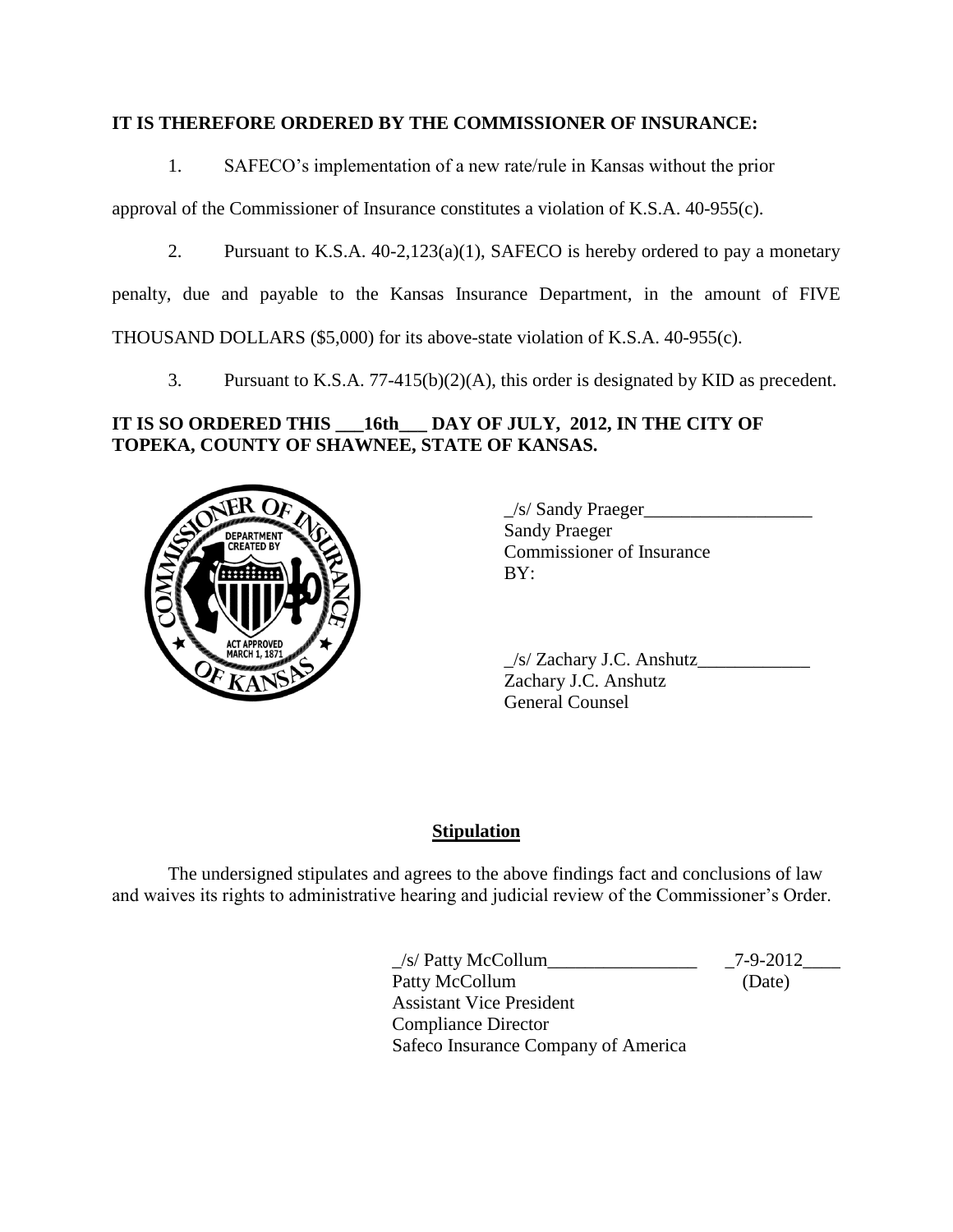**IT IS THEREFORE ORDERED BY THE COMMISSIONER OF INSURANCE:**

1. SAFECO's implementation of a new rate/rule in Kansas without the prior approval of the Commissioner of Insurance constitutes a violation of K.S.A. 40-955(c).

2. Pursuant to K.S.A. 40-2,123(a)(1), SAFECO is hereby ordered to pay a monetary penalty, due and payable to the Kansas Insurance Department, in the amount of FIVE THOUSAND DOLLARS ($5,000) for its above-state violation of K.S.A. 40-955(c).

3. Pursuant to K.S.A. 77-415(b)(2)(A), this order is designated by KID as precedent.

**IT IS SO ORDERED THIS ___16th___ DAY OF JULY, 2012, IN THE CITY OF TOPEKA, COUNTY OF SHAWNEE, STATE OF KANSAS.**

_/s/ Sandy Praeger__________________
Sandy Praeger
Commissioner of Insurance
BY:

_/s/ Zachary J.C. Anshutz____________
Zachary J.C. Anshutz
General Counsel

## Stipulation

The undersigned stipulates and agrees to the above findings fact and conclusions of law and waives its rights to administrative hearing and judicial review of the Commissioner's Order.

_/s/ Patty McCollum________________ _7-9-2012____
Patty McCollum (Date)
Assistant Vice President
Compliance Director
Safeco Insurance Company of America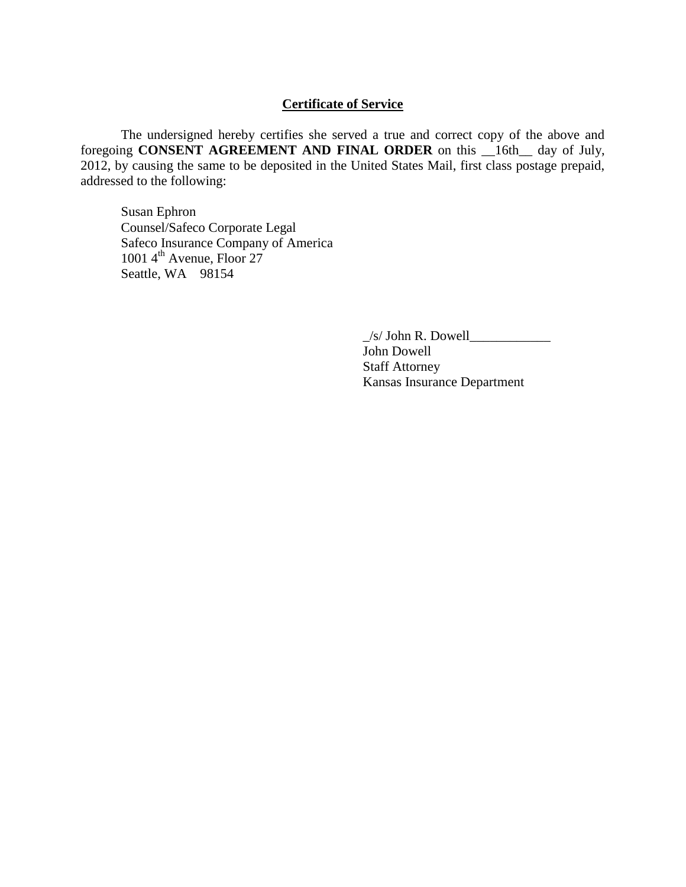**Certificate of Service**

The undersigned hereby certifies she served a true and correct copy of the above and foregoing **CONSENT AGREEMENT AND FINAL ORDER** on this __16th__ day of July, 2012, by causing the same to be deposited in the United States Mail, first class postage prepaid, addressed to the following:

Susan Ephron
Counsel/Safeco Corporate Legal
Safeco Insurance Company of America
1001 4th Avenue, Floor 27
Seattle, WA 98154

_/s/ John R. Dowell____________
John Dowell
Staff Attorney
Kansas Insurance Department